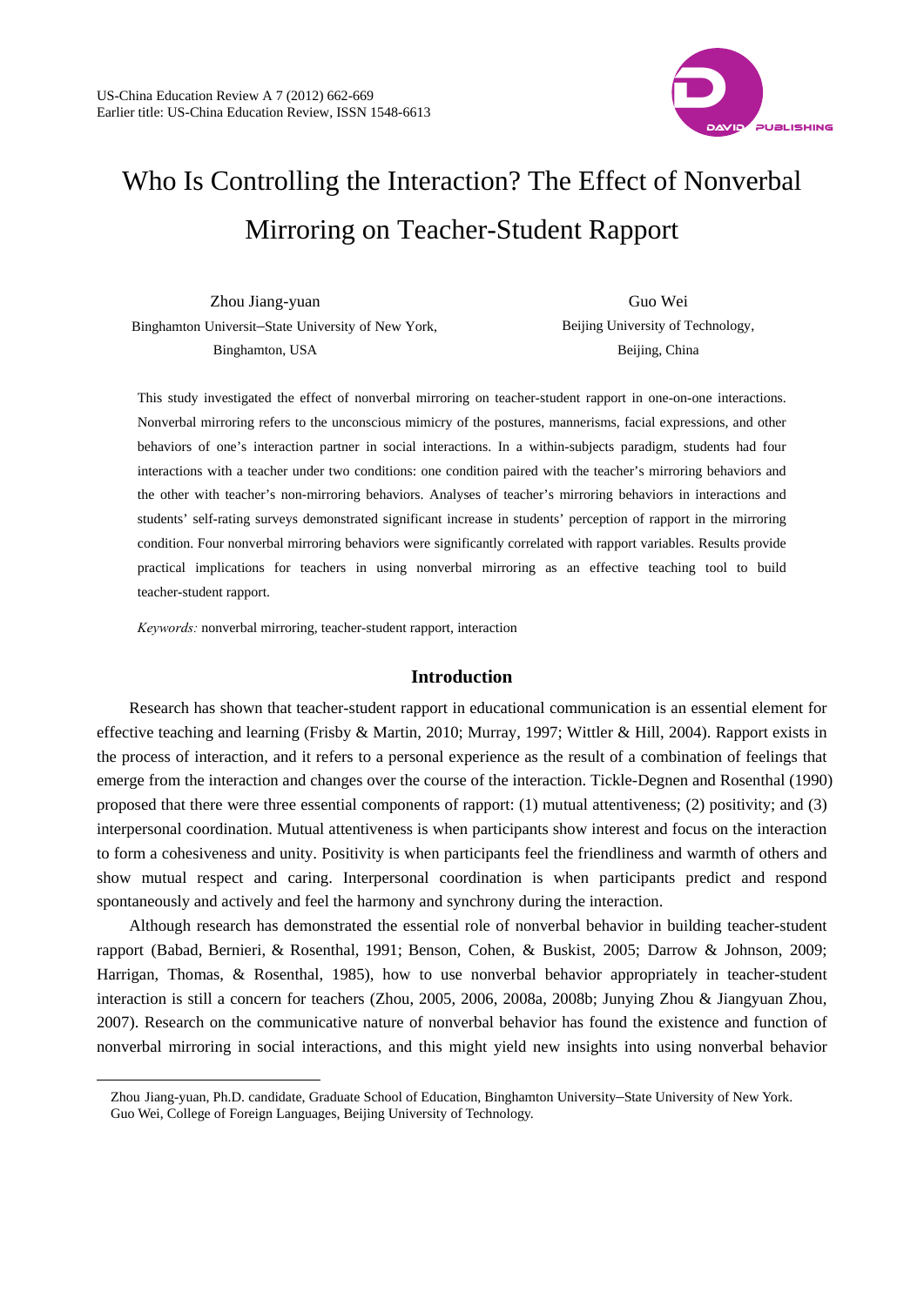# Who Is Controlling the Interaction? The Effect of Nonverbal Mirroring on Teacher-Student Rapport

Zhou Jiang-yuan
Binghamton Universit–State University of New York, Binghamton, USA

Guo Wei
Beijing University of Technology, Beijing, China

This study investigated the effect of nonverbal mirroring on teacher-student rapport in one-on-one interactions. Nonverbal mirroring refers to the unconscious mimicry of the postures, mannerisms, facial expressions, and other behaviors of one's interaction partner in social interactions. In a within-subjects paradigm, students had four interactions with a teacher under two conditions: one condition paired with the teacher's mirroring behaviors and the other with teacher's non-mirroring behaviors. Analyses of teacher's mirroring behaviors in interactions and students' self-rating surveys demonstrated significant increase in students' perception of rapport in the mirroring condition. Four nonverbal mirroring behaviors were significantly correlated with rapport variables. Results provide practical implications for teachers in using nonverbal mirroring as an effective teaching tool to build teacher-student rapport.

*Keywords:* nonverbal mirroring, teacher-student rapport, interaction

## Introduction

Research has shown that teacher-student rapport in educational communication is an essential element for effective teaching and learning (Frisby & Martin, 2010; Murray, 1997; Wittler & Hill, 2004). Rapport exists in the process of interaction, and it refers to a personal experience as the result of a combination of feelings that emerge from the interaction and changes over the course of the interaction. Tickle-Degnen and Rosenthal (1990) proposed that there were three essential components of rapport: (1) mutual attentiveness; (2) positivity; and (3) interpersonal coordination. Mutual attentiveness is when participants show interest and focus on the interaction to form a cohesiveness and unity. Positivity is when participants feel the friendliness and warmth of others and show mutual respect and caring. Interpersonal coordination is when participants predict and respond spontaneously and actively and feel the harmony and synchrony during the interaction.

Although research has demonstrated the essential role of nonverbal behavior in building teacher-student rapport (Babad, Bernieri, & Rosenthal, 1991; Benson, Cohen, & Buskist, 2005; Darrow & Johnson, 2009; Harrigan, Thomas, & Rosenthal, 1985), how to use nonverbal behavior appropriately in teacher-student interaction is still a concern for teachers (Zhou, 2005, 2006, 2008a, 2008b; Junying Zhou & Jiangyuan Zhou, 2007). Research on the communicative nature of nonverbal behavior has found the existence and function of nonverbal mirroring in social interactions, and this might yield new insights into using nonverbal behavior

Zhou Jiang-yuan, Ph.D. candidate, Graduate School of Education, Binghamton University–State University of New York.
Guo Wei, College of Foreign Languages, Beijing University of Technology.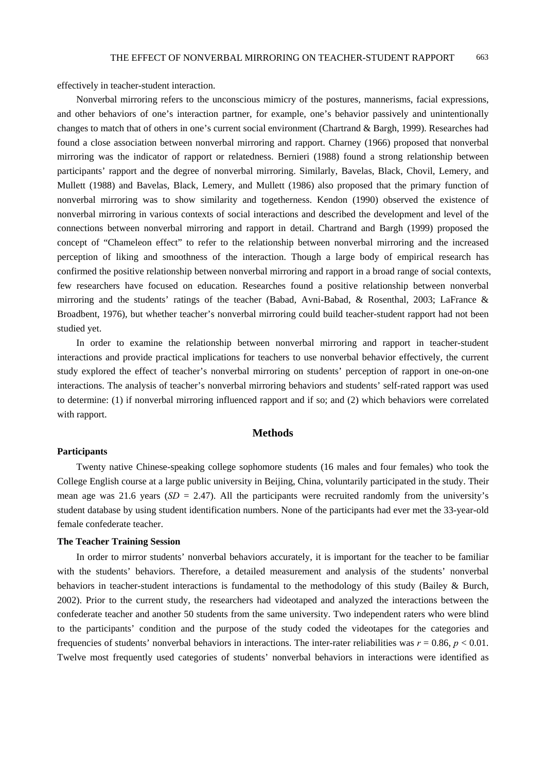effectively in teacher-student interaction.

Nonverbal mirroring refers to the unconscious mimicry of the postures, mannerisms, facial expressions, and other behaviors of one's interaction partner, for example, one's behavior passively and unintentionally changes to match that of others in one's current social environment (Chartrand & Bargh, 1999). Researches had found a close association between nonverbal mirroring and rapport. Charney (1966) proposed that nonverbal mirroring was the indicator of rapport or relatedness. Bernieri (1988) found a strong relationship between participants' rapport and the degree of nonverbal mirroring. Similarly, Bavelas, Black, Chovil, Lemery, and Mullett (1988) and Bavelas, Black, Lemery, and Mullett (1986) also proposed that the primary function of nonverbal mirroring was to show similarity and togetherness. Kendon (1990) observed the existence of nonverbal mirroring in various contexts of social interactions and described the development and level of the connections between nonverbal mirroring and rapport in detail. Chartrand and Bargh (1999) proposed the concept of "Chameleon effect" to refer to the relationship between nonverbal mirroring and the increased perception of liking and smoothness of the interaction. Though a large body of empirical research has confirmed the positive relationship between nonverbal mirroring and rapport in a broad range of social contexts, few researchers have focused on education. Researches found a positive relationship between nonverbal mirroring and the students' ratings of the teacher (Babad, Avni-Babad, & Rosenthal, 2003; LaFrance & Broadbent, 1976), but whether teacher's nonverbal mirroring could build teacher-student rapport had not been studied yet.

In order to examine the relationship between nonverbal mirroring and rapport in teacher-student interactions and provide practical implications for teachers to use nonverbal behavior effectively, the current study explored the effect of teacher's nonverbal mirroring on students' perception of rapport in one-on-one interactions. The analysis of teacher's nonverbal mirroring behaviors and students' self-rated rapport was used to determine: (1) if nonverbal mirroring influenced rapport and if so; and (2) which behaviors were correlated with rapport.

## Methods

### Participants

Twenty native Chinese-speaking college sophomore students (16 males and four females) who took the College English course at a large public university in Beijing, China, voluntarily participated in the study. Their mean age was 21.6 years ($SD$ = 2.47). All the participants were recruited randomly from the university's student database by using student identification numbers. None of the participants had ever met the 33-year-old female confederate teacher.

### The Teacher Training Session

In order to mirror students' nonverbal behaviors accurately, it is important for the teacher to be familiar with the students' behaviors. Therefore, a detailed measurement and analysis of the students' nonverbal behaviors in teacher-student interactions is fundamental to the methodology of this study (Bailey & Burch, 2002). Prior to the current study, the researchers had videotaped and analyzed the interactions between the confederate teacher and another 50 students from the same university. Two independent raters who were blind to the participants' condition and the purpose of the study coded the videotapes for the categories and frequencies of students' nonverbal behaviors in interactions. The inter-rater reliabilities was $r = 0.86$, $p < 0.01$. Twelve most frequently used categories of students' nonverbal behaviors in interactions were identified as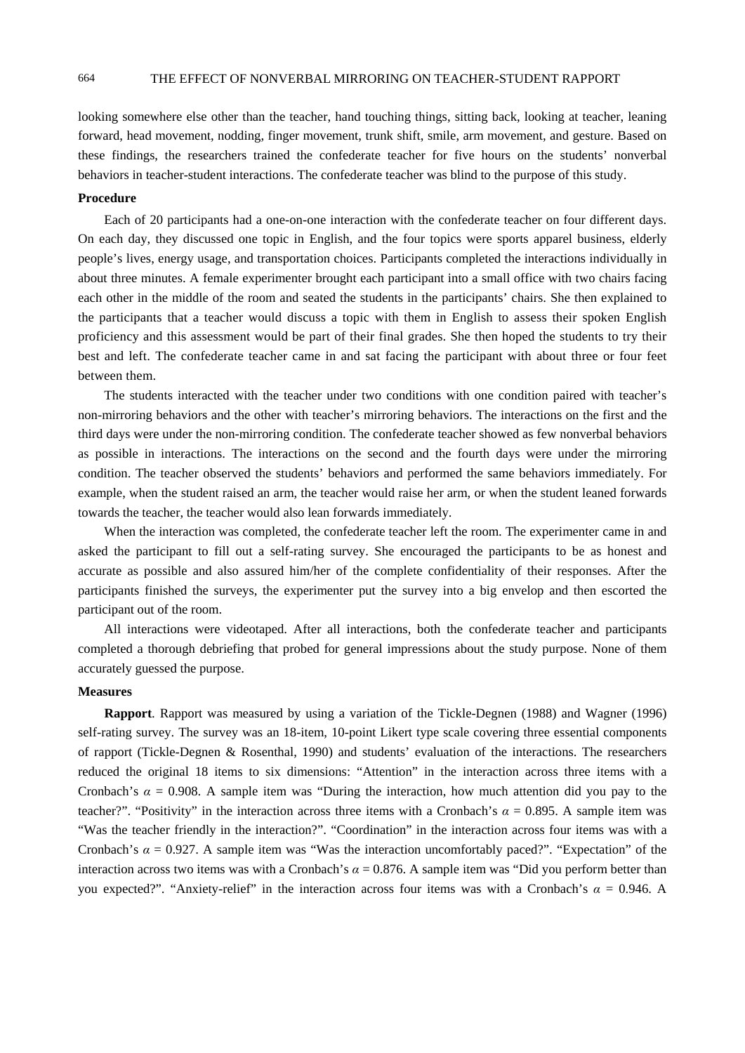looking somewhere else other than the teacher, hand touching things, sitting back, looking at teacher, leaning forward, head movement, nodding, finger movement, trunk shift, smile, arm movement, and gesture. Based on these findings, the researchers trained the confederate teacher for five hours on the students' nonverbal behaviors in teacher-student interactions. The confederate teacher was blind to the purpose of this study.

**Procedure**

Each of 20 participants had a one-on-one interaction with the confederate teacher on four different days. On each day, they discussed one topic in English, and the four topics were sports apparel business, elderly people's lives, energy usage, and transportation choices. Participants completed the interactions individually in about three minutes. A female experimenter brought each participant into a small office with two chairs facing each other in the middle of the room and seated the students in the participants' chairs. She then explained to the participants that a teacher would discuss a topic with them in English to assess their spoken English proficiency and this assessment would be part of their final grades. She then hoped the students to try their best and left. The confederate teacher came in and sat facing the participant with about three or four feet between them.

The students interacted with the teacher under two conditions with one condition paired with teacher's non-mirroring behaviors and the other with teacher's mirroring behaviors. The interactions on the first and the third days were under the non-mirroring condition. The confederate teacher showed as few nonverbal behaviors as possible in interactions. The interactions on the second and the fourth days were under the mirroring condition. The teacher observed the students' behaviors and performed the same behaviors immediately. For example, when the student raised an arm, the teacher would raise her arm, or when the student leaned forwards towards the teacher, the teacher would also lean forwards immediately.

When the interaction was completed, the confederate teacher left the room. The experimenter came in and asked the participant to fill out a self-rating survey. She encouraged the participants to be as honest and accurate as possible and also assured him/her of the complete confidentiality of their responses. After the participants finished the surveys, the experimenter put the survey into a big envelop and then escorted the participant out of the room.

All interactions were videotaped. After all interactions, both the confederate teacher and participants completed a thorough debriefing that probed for general impressions about the study purpose. None of them accurately guessed the purpose.

**Measures**

**Rapport**. Rapport was measured by using a variation of the Tickle-Degnen (1988) and Wagner (1996) self-rating survey. The survey was an 18-item, 10-point Likert type scale covering three essential components of rapport (Tickle-Degnen & Rosenthal, 1990) and students' evaluation of the interactions. The researchers reduced the original 18 items to six dimensions: "Attention" in the interaction across three items with a Cronbach's $\alpha = 0.908$. A sample item was "During the interaction, how much attention did you pay to the teacher?". "Positivity" in the interaction across three items with a Cronbach's $\alpha = 0.895$. A sample item was "Was the teacher friendly in the interaction?". "Coordination" in the interaction across four items was with a Cronbach's $\alpha = 0.927$. A sample item was "Was the interaction uncomfortably paced?". "Expectation" of the interaction across two items was with a Cronbach's $\alpha = 0.876$. A sample item was "Did you perform better than you expected?". "Anxiety-relief" in the interaction across four items was with a Cronbach's $\alpha = 0.946$. A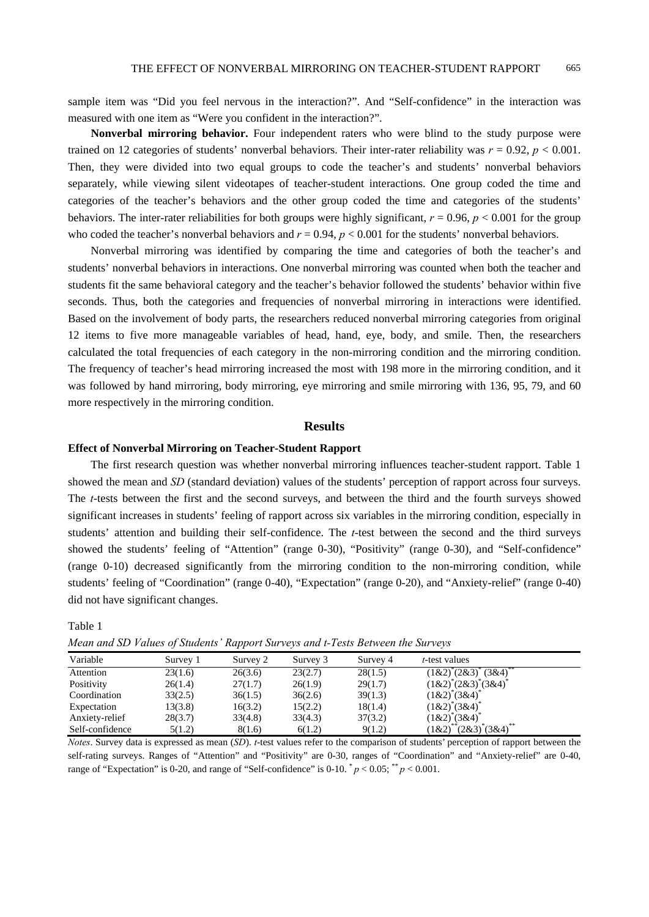sample item was "Did you feel nervous in the interaction?". And "Self-confidence" in the interaction was measured with one item as "Were you confident in the interaction?".

**Nonverbal mirroring behavior.** Four independent raters who were blind to the study purpose were trained on 12 categories of students' nonverbal behaviors. Their inter-rater reliability was $r = 0.92$, $p < 0.001$. Then, they were divided into two equal groups to code the teacher's and students' nonverbal behaviors separately, while viewing silent videotapes of teacher-student interactions. One group coded the time and categories of the teacher's behaviors and the other group coded the time and categories of the students' behaviors. The inter-rater reliabilities for both groups were highly significant, $r = 0.96$, $p < 0.001$ for the group who coded the teacher's nonverbal behaviors and $r = 0.94$, $p < 0.001$ for the students' nonverbal behaviors.

Nonverbal mirroring was identified by comparing the time and categories of both the teacher's and students' nonverbal behaviors in interactions. One nonverbal mirroring was counted when both the teacher and students fit the same behavioral category and the teacher's behavior followed the students' behavior within five seconds. Thus, both the categories and frequencies of nonverbal mirroring in interactions were identified. Based on the involvement of body parts, the researchers reduced nonverbal mirroring categories from original 12 items to five more manageable variables of head, hand, eye, body, and smile. Then, the researchers calculated the total frequencies of each category in the non-mirroring condition and the mirroring condition. The frequency of teacher's head mirroring increased the most with 198 more in the mirroring condition, and it was followed by hand mirroring, body mirroring, eye mirroring and smile mirroring with 136, 95, 79, and 60 more respectively in the mirroring condition.

## Results

### Effect of Nonverbal Mirroring on Teacher-Student Rapport

The first research question was whether nonverbal mirroring influences teacher-student rapport. Table 1 showed the mean and *SD* (standard deviation) values of the students' perception of rapport across four surveys. The *t*-tests between the first and the second surveys, and between the third and the fourth surveys showed significant increases in students' feeling of rapport across six variables in the mirroring condition, especially in students' attention and building their self-confidence. The *t*-test between the second and the third surveys showed the students' feeling of "Attention" (range 0-30), "Positivity" (range 0-30), and "Self-confidence" (range 0-10) decreased significantly from the mirroring condition to the non-mirroring condition, while students' feeling of "Coordination" (range 0-40), "Expectation" (range 0-20), and "Anxiety-relief" (range 0-40) did not have significant changes.

Table 1

*Mean and SD Values of Students' Rapport Surveys and t-Tests Between the Surveys*

| Variable | Survey 1 | Survey 2 | Survey 3 | Survey 4 | *t*-test values |
|---|---|---|---|---|---|
| Attention | 23(1.6) | 26(3.6) | 23(2.7) | 28(1.5) | $(1\&2)^{*}(2\&3)^{*}(3\&4)^{**}$ |
| Positivity | 26(1.4) | 27(1.7) | 26(1.9) | 29(1.7) | $(1\&2)^{*}(2\&3)^{*}(3\&4)^{*}$ |
| Coordination | 33(2.5) | 36(1.5) | 36(2.6) | 39(1.3) | $(1\&2)^{*}(3\&4)^{*}$ |
| Expectation | 13(3.8) | 16(3.2) | 15(2.2) | 18(1.4) | $(1\&2)^{*}(3\&4)^{*}$ |
| Anxiety-relief | 28(3.7) | 33(4.8) | 33(4.3) | 37(3.2) | $(1\&2)^{*}(3\&4)^{*}$ |
| Self-confidence | 5(1.2) | 8(1.6) | 6(1.2) | 9(1.2) | $(1\&2)^{**}(2\&3)^{*}(3\&4)^{**}$ |

*Notes*. Survey data is expressed as mean (*SD*). *t*-test values refer to the comparison of students' perception of rapport between the self-rating surveys. Ranges of "Attention" and "Positivity" are 0-30, ranges of "Coordination" and "Anxiety-relief" are 0-40, range of "Expectation" is 0-20, and range of "Self-confidence" is 0-10. $^{*}p < 0.05$; $^{**}p < 0.001$.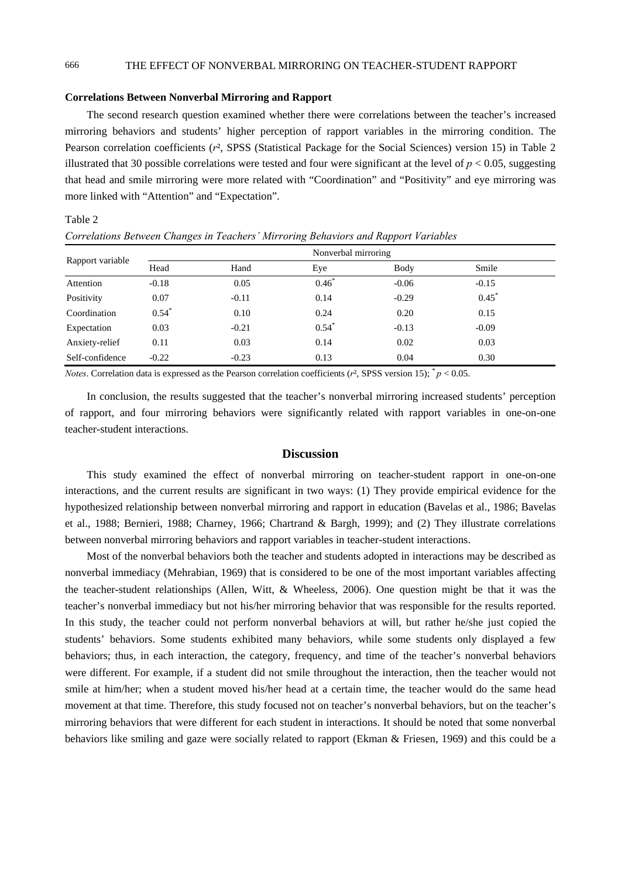### Correlations Between Nonverbal Mirroring and Rapport

The second research question examined whether there were correlations between the teacher's increased mirroring behaviors and students' higher perception of rapport variables in the mirroring condition. The Pearson correlation coefficients ($r^2$, SPSS (Statistical Package for the Social Sciences) version 15) in Table 2 illustrated that 30 possible correlations were tested and four were significant at the level of $p < 0.05$, suggesting that head and smile mirroring were more related with "Coordination" and "Positivity" and eye mirroring was more linked with "Attention" and "Expectation".

Table 2

*Correlations Between Changes in Teachers' Mirroring Behaviors and Rapport Variables*

| Rapport variable | Nonverbal mirroring | | | | |
|---|---|---|---|---|---|
| | Head | Hand | Eye | Body | Smile |
| Attention | -0.18 | 0.05 | $0.46^*$ | -0.06 | -0.15 |
| Positivity | 0.07 | -0.11 | 0.14 | -0.29 | $0.45^*$ |
| Coordination | $0.54^*$ | 0.10 | 0.24 | 0.20 | 0.15 |
| Expectation | 0.03 | -0.21 | $0.54^*$ | -0.13 | -0.09 |
| Anxiety-relief | 0.11 | 0.03 | 0.14 | 0.02 | 0.03 |
| Self-confidence | -0.22 | -0.23 | 0.13 | 0.04 | 0.30 |

*Notes*. Correlation data is expressed as the Pearson correlation coefficients ($r^2$, SPSS version 15); $^*p < 0.05$.

In conclusion, the results suggested that the teacher's nonverbal mirroring increased students' perception of rapport, and four mirroring behaviors were significantly related with rapport variables in one-on-one teacher-student interactions.

## Discussion

This study examined the effect of nonverbal mirroring on teacher-student rapport in one-on-one interactions, and the current results are significant in two ways: (1) They provide empirical evidence for the hypothesized relationship between nonverbal mirroring and rapport in education (Bavelas et al., 1986; Bavelas et al., 1988; Bernieri, 1988; Charney, 1966; Chartrand & Bargh, 1999); and (2) They illustrate correlations between nonverbal mirroring behaviors and rapport variables in teacher-student interactions.

Most of the nonverbal behaviors both the teacher and students adopted in interactions may be described as nonverbal immediacy (Mehrabian, 1969) that is considered to be one of the most important variables affecting the teacher-student relationships (Allen, Witt, & Wheeless, 2006). One question might be that it was the teacher's nonverbal immediacy but not his/her mirroring behavior that was responsible for the results reported. In this study, the teacher could not perform nonverbal behaviors at will, but rather he/she just copied the students' behaviors. Some students exhibited many behaviors, while some students only displayed a few behaviors; thus, in each interaction, the category, frequency, and time of the teacher's nonverbal behaviors were different. For example, if a student did not smile throughout the interaction, then the teacher would not smile at him/her; when a student moved his/her head at a certain time, the teacher would do the same head movement at that time. Therefore, this study focused not on teacher's nonverbal behaviors, but on the teacher's mirroring behaviors that were different for each student in interactions. It should be noted that some nonverbal behaviors like smiling and gaze were socially related to rapport (Ekman & Friesen, 1969) and this could be a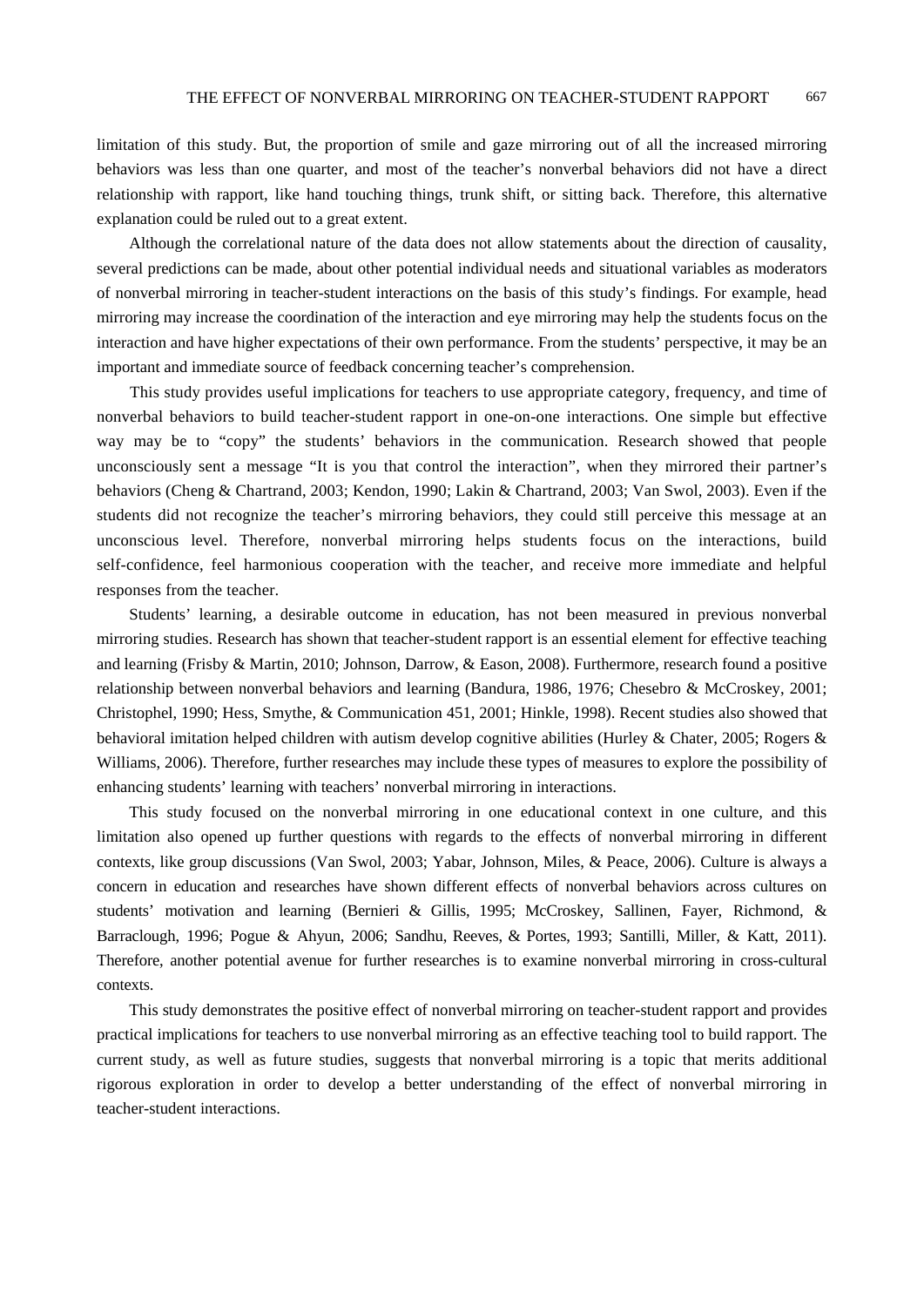limitation of this study. But, the proportion of smile and gaze mirroring out of all the increased mirroring behaviors was less than one quarter, and most of the teacher's nonverbal behaviors did not have a direct relationship with rapport, like hand touching things, trunk shift, or sitting back. Therefore, this alternative explanation could be ruled out to a great extent.

Although the correlational nature of the data does not allow statements about the direction of causality, several predictions can be made, about other potential individual needs and situational variables as moderators of nonverbal mirroring in teacher-student interactions on the basis of this study's findings. For example, head mirroring may increase the coordination of the interaction and eye mirroring may help the students focus on the interaction and have higher expectations of their own performance. From the students' perspective, it may be an important and immediate source of feedback concerning teacher's comprehension.

This study provides useful implications for teachers to use appropriate category, frequency, and time of nonverbal behaviors to build teacher-student rapport in one-on-one interactions. One simple but effective way may be to "copy" the students' behaviors in the communication. Research showed that people unconsciously sent a message "It is you that control the interaction", when they mirrored their partner's behaviors (Cheng & Chartrand, 2003; Kendon, 1990; Lakin & Chartrand, 2003; Van Swol, 2003). Even if the students did not recognize the teacher's mirroring behaviors, they could still perceive this message at an unconscious level. Therefore, nonverbal mirroring helps students focus on the interactions, build self-confidence, feel harmonious cooperation with the teacher, and receive more immediate and helpful responses from the teacher.

Students' learning, a desirable outcome in education, has not been measured in previous nonverbal mirroring studies. Research has shown that teacher-student rapport is an essential element for effective teaching and learning (Frisby & Martin, 2010; Johnson, Darrow, & Eason, 2008). Furthermore, research found a positive relationship between nonverbal behaviors and learning (Bandura, 1986, 1976; Chesebro & McCroskey, 2001; Christophel, 1990; Hess, Smythe, & Communication 451, 2001; Hinkle, 1998). Recent studies also showed that behavioral imitation helped children with autism develop cognitive abilities (Hurley & Chater, 2005; Rogers & Williams, 2006). Therefore, further researches may include these types of measures to explore the possibility of enhancing students' learning with teachers' nonverbal mirroring in interactions.

This study focused on the nonverbal mirroring in one educational context in one culture, and this limitation also opened up further questions with regards to the effects of nonverbal mirroring in different contexts, like group discussions (Van Swol, 2003; Yabar, Johnson, Miles, & Peace, 2006). Culture is always a concern in education and researches have shown different effects of nonverbal behaviors across cultures on students' motivation and learning (Bernieri & Gillis, 1995; McCroskey, Sallinen, Fayer, Richmond, & Barraclough, 1996; Pogue & Ahyun, 2006; Sandhu, Reeves, & Portes, 1993; Santilli, Miller, & Katt, 2011). Therefore, another potential avenue for further researches is to examine nonverbal mirroring in cross-cultural contexts.

This study demonstrates the positive effect of nonverbal mirroring on teacher-student rapport and provides practical implications for teachers to use nonverbal mirroring as an effective teaching tool to build rapport. The current study, as well as future studies, suggests that nonverbal mirroring is a topic that merits additional rigorous exploration in order to develop a better understanding of the effect of nonverbal mirroring in teacher-student interactions.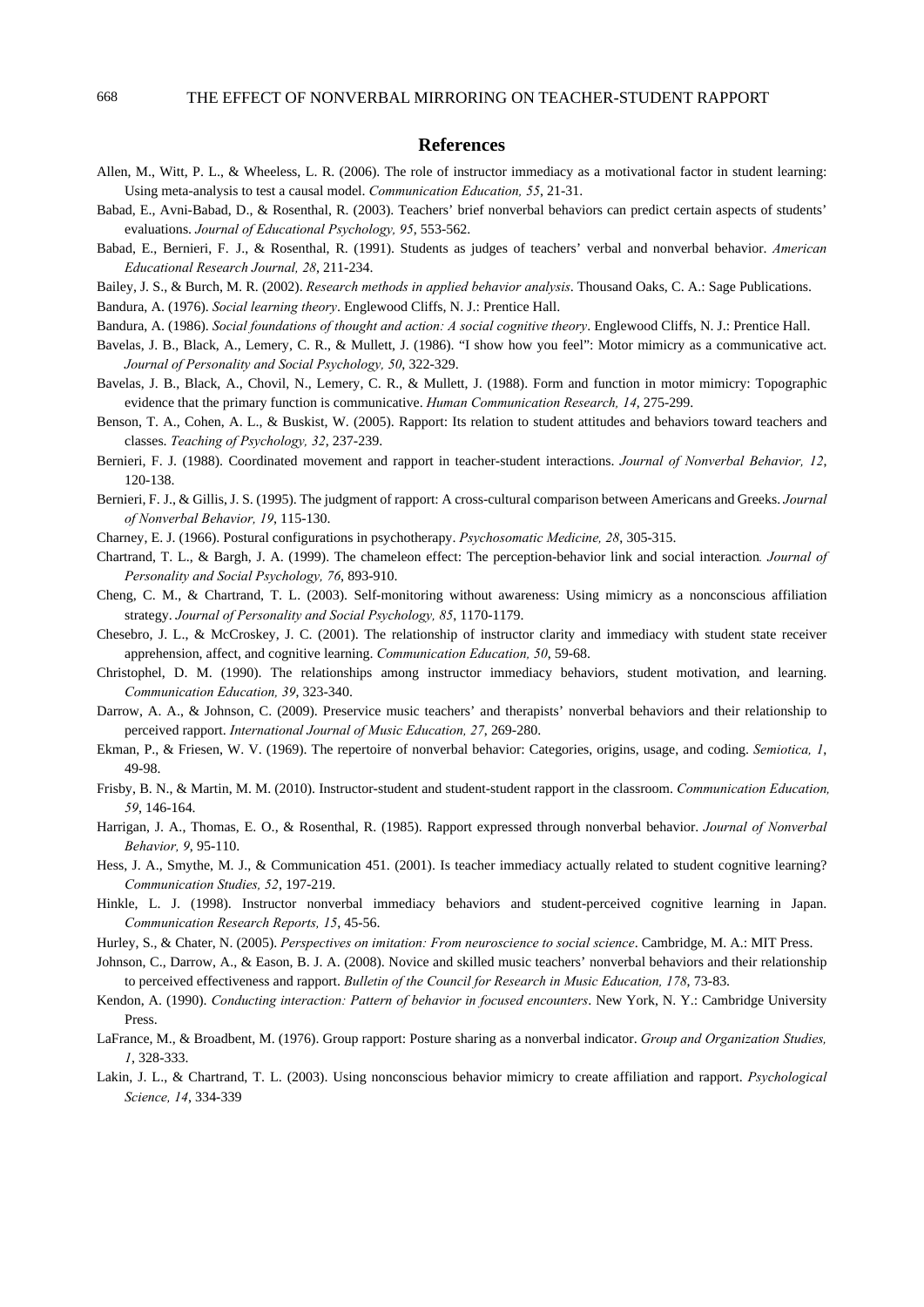## References

Allen, M., Witt, P. L., & Wheeless, L. R. (2006). The role of instructor immediacy as a motivational factor in student learning: Using meta-analysis to test a causal model. *Communication Education, 55*, 21-31.

Babad, E., Avni-Babad, D., & Rosenthal, R. (2003). Teachers' brief nonverbal behaviors can predict certain aspects of students' evaluations. *Journal of Educational Psychology, 95*, 553-562.

Babad, E., Bernieri, F. J., & Rosenthal, R. (1991). Students as judges of teachers' verbal and nonverbal behavior. *American Educational Research Journal, 28*, 211-234.

Bailey, J. S., & Burch, M. R. (2002). *Research methods in applied behavior analysis*. Thousand Oaks, C. A.: Sage Publications.

Bandura, A. (1976). *Social learning theory*. Englewood Cliffs, N. J.: Prentice Hall.

Bandura, A. (1986). *Social foundations of thought and action: A social cognitive theory*. Englewood Cliffs, N. J.: Prentice Hall.

Bavelas, J. B., Black, A., Lemery, C. R., & Mullett, J. (1986). "I show how you feel": Motor mimicry as a communicative act. *Journal of Personality and Social Psychology, 50*, 322-329.

Bavelas, J. B., Black, A., Chovil, N., Lemery, C. R., & Mullett, J. (1988). Form and function in motor mimicry: Topographic evidence that the primary function is communicative. *Human Communication Research, 14*, 275-299.

Benson, T. A., Cohen, A. L., & Buskist, W. (2005). Rapport: Its relation to student attitudes and behaviors toward teachers and classes. *Teaching of Psychology, 32*, 237-239.

Bernieri, F. J. (1988). Coordinated movement and rapport in teacher-student interactions. *Journal of Nonverbal Behavior, 12*, 120-138.

Bernieri, F. J., & Gillis, J. S. (1995). The judgment of rapport: A cross-cultural comparison between Americans and Greeks. *Journal of Nonverbal Behavior, 19*, 115-130.

Charney, E. J. (1966). Postural configurations in psychotherapy. *Psychosomatic Medicine, 28*, 305-315.

Chartrand, T. L., & Bargh, J. A. (1999). The chameleon effect: The perception-behavior link and social interaction*. Journal of Personality and Social Psychology, 76*, 893-910.

Cheng, C. M., & Chartrand, T. L. (2003). Self-monitoring without awareness: Using mimicry as a nonconscious affiliation strategy. *Journal of Personality and Social Psychology, 85*, 1170-1179.

Chesebro, J. L., & McCroskey, J. C. (2001). The relationship of instructor clarity and immediacy with student state receiver apprehension, affect, and cognitive learning. *Communication Education, 50*, 59-68.

Christophel, D. M. (1990). The relationships among instructor immediacy behaviors, student motivation, and learning. *Communication Education, 39*, 323-340.

Darrow, A. A., & Johnson, C. (2009). Preservice music teachers' and therapists' nonverbal behaviors and their relationship to perceived rapport. *International Journal of Music Education, 27*, 269-280.

Ekman, P., & Friesen, W. V. (1969). The repertoire of nonverbal behavior: Categories, origins, usage, and coding. *Semiotica, 1*, 49-98.

Frisby, B. N., & Martin, M. M. (2010). Instructor-student and student-student rapport in the classroom. *Communication Education, 59*, 146-164.

Harrigan, J. A., Thomas, E. O., & Rosenthal, R. (1985). Rapport expressed through nonverbal behavior. *Journal of Nonverbal Behavior, 9*, 95-110.

Hess, J. A., Smythe, M. J., & Communication 451. (2001). Is teacher immediacy actually related to student cognitive learning? *Communication Studies, 52*, 197-219.

Hinkle, L. J. (1998). Instructor nonverbal immediacy behaviors and student-perceived cognitive learning in Japan. *Communication Research Reports, 15*, 45-56.

Hurley, S., & Chater, N. (2005). *Perspectives on imitation: From neuroscience to social science*. Cambridge, M. A.: MIT Press.

Johnson, C., Darrow, A., & Eason, B. J. A. (2008). Novice and skilled music teachers' nonverbal behaviors and their relationship to perceived effectiveness and rapport. *Bulletin of the Council for Research in Music Education, 178*, 73-83.

Kendon, A. (1990). *Conducting interaction: Pattern of behavior in focused encounters*. New York, N. Y.: Cambridge University Press.

LaFrance, M., & Broadbent, M. (1976). Group rapport: Posture sharing as a nonverbal indicator. *Group and Organization Studies, 1*, 328-333.

Lakin, J. L., & Chartrand, T. L. (2003). Using nonconscious behavior mimicry to create affiliation and rapport. *Psychological Science, 14*, 334-339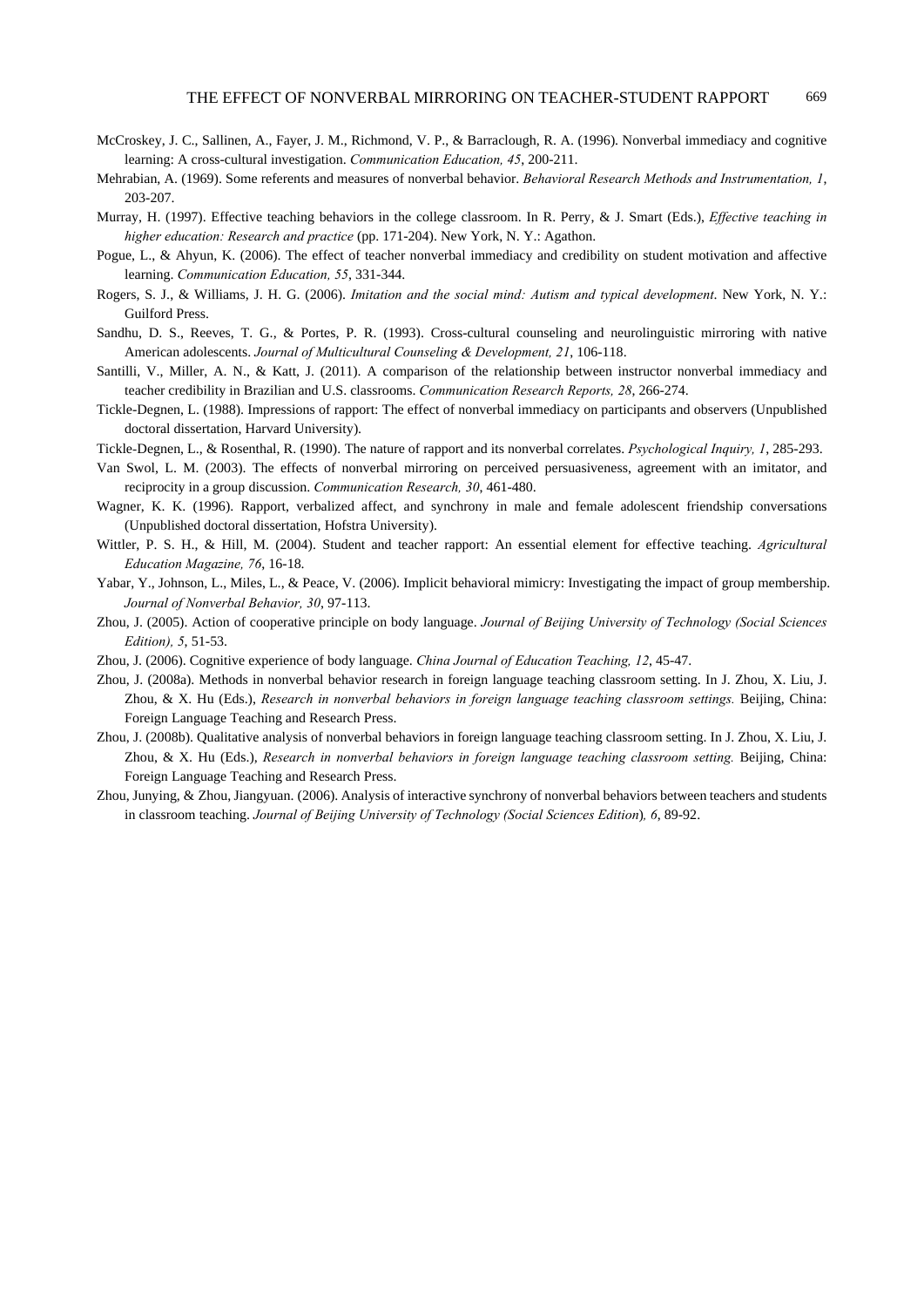McCroskey, J. C., Sallinen, A., Fayer, J. M., Richmond, V. P., & Barraclough, R. A. (1996). Nonverbal immediacy and cognitive learning: A cross-cultural investigation. *Communication Education, 45*, 200-211.

Mehrabian, A. (1969). Some referents and measures of nonverbal behavior. *Behavioral Research Methods and Instrumentation, 1*, 203-207.

Murray, H. (1997). Effective teaching behaviors in the college classroom. In R. Perry, & J. Smart (Eds.), *Effective teaching in higher education: Research and practice* (pp. 171-204). New York, N. Y.: Agathon.

Pogue, L., & Ahyun, K. (2006). The effect of teacher nonverbal immediacy and credibility on student motivation and affective learning. *Communication Education, 55*, 331-344.

Rogers, S. J., & Williams, J. H. G. (2006). *Imitation and the social mind: Autism and typical development*. New York, N. Y.: Guilford Press.

Sandhu, D. S., Reeves, T. G., & Portes, P. R. (1993). Cross-cultural counseling and neurolinguistic mirroring with native American adolescents. *Journal of Multicultural Counseling & Development, 21*, 106-118.

Santilli, V., Miller, A. N., & Katt, J. (2011). A comparison of the relationship between instructor nonverbal immediacy and teacher credibility in Brazilian and U.S. classrooms. *Communication Research Reports, 28*, 266-274.

Tickle-Degnen, L. (1988). Impressions of rapport: The effect of nonverbal immediacy on participants and observers (Unpublished doctoral dissertation, Harvard University).

Tickle-Degnen, L., & Rosenthal, R. (1990). The nature of rapport and its nonverbal correlates. *Psychological Inquiry, 1*, 285-293.

Van Swol, L. M. (2003). The effects of nonverbal mirroring on perceived persuasiveness, agreement with an imitator, and reciprocity in a group discussion. *Communication Research, 30*, 461-480.

Wagner, K. K. (1996). Rapport, verbalized affect, and synchrony in male and female adolescent friendship conversations (Unpublished doctoral dissertation, Hofstra University).

Wittler, P. S. H., & Hill, M. (2004). Student and teacher rapport: An essential element for effective teaching. *Agricultural Education Magazine, 76*, 16-18.

Yabar, Y., Johnson, L., Miles, L., & Peace, V. (2006). Implicit behavioral mimicry: Investigating the impact of group membership. *Journal of Nonverbal Behavior, 30*, 97-113.

Zhou, J. (2005). Action of cooperative principle on body language. *Journal of Beijing University of Technology (Social Sciences Edition), 5*, 51-53.

Zhou, J. (2006). Cognitive experience of body language. *China Journal of Education Teaching, 12*, 45-47.

Zhou, J. (2008a). Methods in nonverbal behavior research in foreign language teaching classroom setting. In J. Zhou, X. Liu, J. Zhou, & X. Hu (Eds.), *Research in nonverbal behaviors in foreign language teaching classroom settings.* Beijing, China: Foreign Language Teaching and Research Press.

Zhou, J. (2008b). Qualitative analysis of nonverbal behaviors in foreign language teaching classroom setting. In J. Zhou, X. Liu, J. Zhou, & X. Hu (Eds.), *Research in nonverbal behaviors in foreign language teaching classroom setting.* Beijing, China: Foreign Language Teaching and Research Press.

Zhou, Junying, & Zhou, Jiangyuan. (2006). Analysis of interactive synchrony of nonverbal behaviors between teachers and students in classroom teaching. *Journal of Beijing University of Technology (Social Sciences Edition), 6*, 89-92.